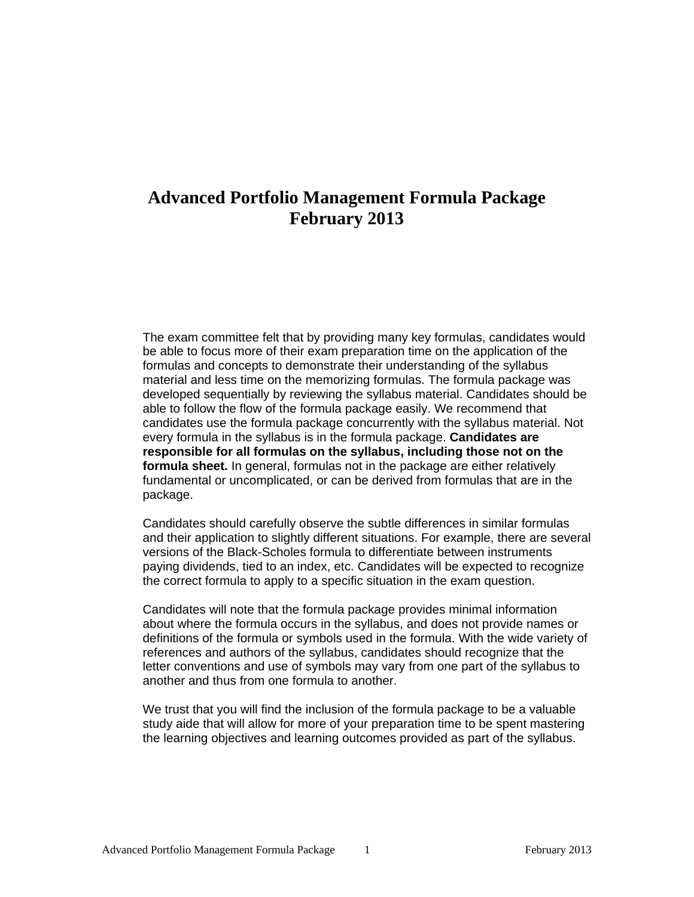# Advanced Portfolio Management Formula Package February 2013

The exam committee felt that by providing many key formulas, candidates would be able to focus more of their exam preparation time on the application of the formulas and concepts to demonstrate their understanding of the syllabus material and less time on the memorizing formulas. The formula package was developed sequentially by reviewing the syllabus material. Candidates should be able to follow the flow of the formula package easily. We recommend that candidates use the formula package concurrently with the syllabus material. Not every formula in the syllabus is in the formula package. **Candidates are responsible for all formulas on the syllabus, including those not on the formula sheet.** In general, formulas not in the package are either relatively fundamental or uncomplicated, or can be derived from formulas that are in the package.

Candidates should carefully observe the subtle differences in similar formulas and their application to slightly different situations. For example, there are several versions of the Black-Scholes formula to differentiate between instruments paying dividends, tied to an index, etc. Candidates will be expected to recognize the correct formula to apply to a specific situation in the exam question.

Candidates will note that the formula package provides minimal information about where the formula occurs in the syllabus, and does not provide names or definitions of the formula or symbols used in the formula. With the wide variety of references and authors of the syllabus, candidates should recognize that the letter conventions and use of symbols may vary from one part of the syllabus to another and thus from one formula to another.

We trust that you will find the inclusion of the formula package to be a valuable study aide that will allow for more of your preparation time to be spent mastering the learning objectives and learning outcomes provided as part of the syllabus.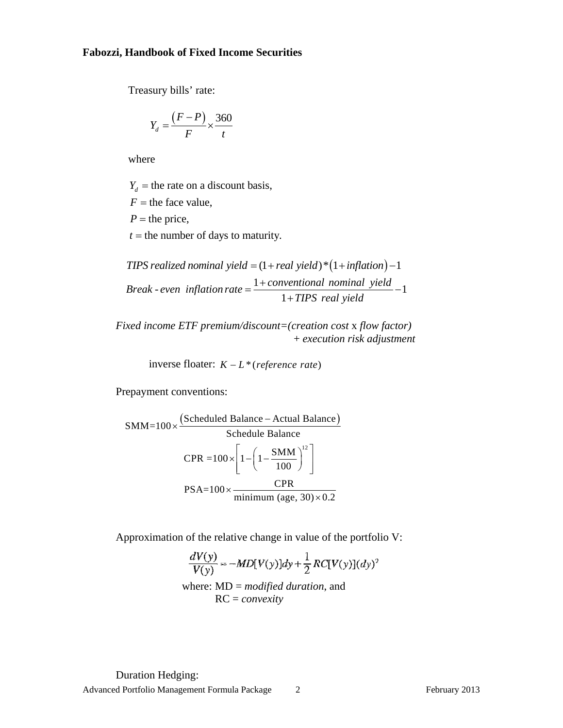**Fabozzi, Handbook of Fixed Income Securities**

Treasury bills' rate:

$$Y_d = \frac{(F-P)}{F} \times \frac{360}{t}$$

where

$Y_d$ = the rate on a discount basis,
$F$ = the face value,
$P$ = the price,
$t$ = the number of days to maturity.

$$\textit{TIPS realized nominal yield} = (1 + \textit{real yield}) * (1 + \textit{inflation}) - 1$$

$$\textit{Break-even inflation rate} = \frac{1 + \textit{conventional nominal yield}}{1 + \textit{TIPS real yield}} - 1$$

*Fixed income ETF premium/discount=(creation cost* x *flow factor) + execution risk adjustment*

inverse floater: $K - L * (\textit{reference rate})$

Prepayment conventions:

$$\text{SMM} = 100 \times \frac{(\text{Scheduled Balance} - \text{Actual Balance})}{\text{Schedule Balance}}$$

$$\text{CPR} = 100 \times \left[1 - \left(1 - \frac{\text{SMM}}{100}\right)^{12}\right]$$

$$\text{PSA} = 100 \times \frac{\text{CPR}}{\text{minimum (age, 30)} \times 0.2}$$

Approximation of the relative change in value of the portfolio V:

$$\frac{dV(y)}{V(y)} \approx -MD[V(y)]dy + \frac{1}{2} RC[V(y)](dy)^2$$

where: MD = *modified duration*, and
RC = *convexity*

Duration Hedging: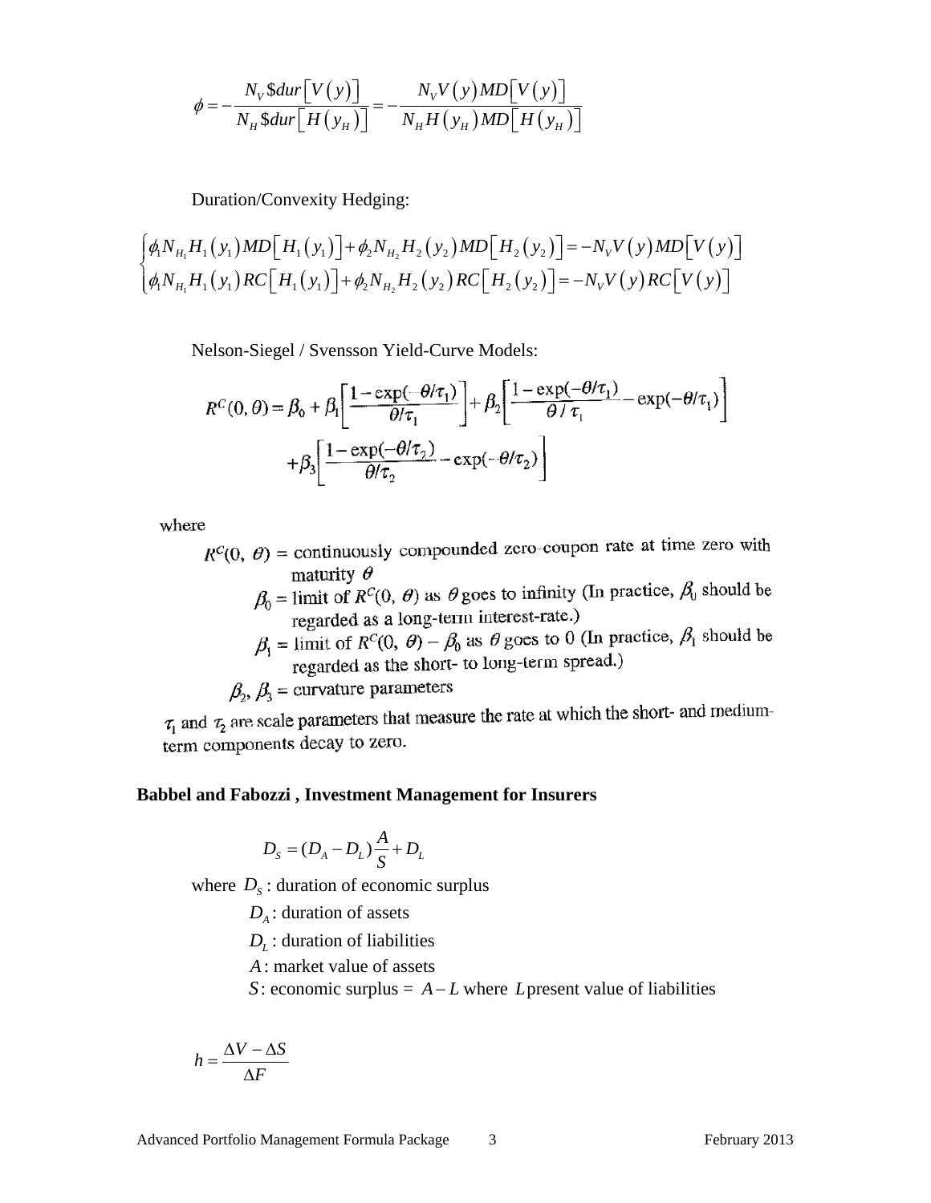$$\phi = -\frac{N_V \$dur\left[V\left(y\right)\right]}{N_H \$dur\left[H\left(y_H\right)\right]} = -\frac{N_V V\left(y\right) MD\left[V\left(y\right)\right]}{N_H H\left(y_H\right) MD\left[H\left(y_H\right)\right]}$$

Duration/Convexity Hedging:

$$\begin{cases} \phi_1 N_{H_1} H_1\left(y_1\right) MD\left[H_1\left(y_1\right)\right] + \phi_2 N_{H_2} H_2\left(y_2\right) MD\left[H_2\left(y_2\right)\right] = -N_V V\left(y\right) MD\left[V\left(y\right)\right] \\ \phi_1 N_{H_1} H_1\left(y_1\right) RC\left[H_1\left(y_1\right)\right] + \phi_2 N_{H_2} H_2\left(y_2\right) RC\left[H_2\left(y_2\right)\right] = -N_V V\left(y\right) RC\left[V\left(y\right)\right] \end{cases}$$

Nelson-Siegel / Svensson Yield-Curve Models:

$$R^C(0,\theta) = \beta_0 + \beta_1\left[\frac{1-\exp(-\theta/\tau_1)}{\theta/\tau_1}\right] + \beta_2\left[\frac{1-\exp(-\theta/\tau_1)}{\theta/\tau_1} - \exp(-\theta/\tau_1)\right] + \beta_3\left[\frac{1-\exp(-\theta/\tau_2)}{\theta/\tau_2} - \exp(-\theta/\tau_2)\right]$$

where

- $R^C(0, \theta)$ = continuously compounded zero-coupon rate at time zero with maturity $\theta$
- $\beta_0$ = limit of $R^C(0, \theta)$ as $\theta$ goes to infinity (In practice, $\beta_0$ should be regarded as a long-term interest-rate.)
- $\beta_1$ = limit of $R^C(0, \theta) - \beta_0$ as $\theta$ goes to 0 (In practice, $\beta_1$ should be regarded as the short- to long-term spread.)
- $\beta_2, \beta_3$ = curvature parameters

$\tau_1$ and $\tau_2$ are scale parameters that measure the rate at which the short- and medium-term components decay to zero.

**Babbel and Fabozzi , Investment Management for Insurers**

$$D_S = (D_A - D_L)\frac{A}{S} + D_L$$

where $D_S$ : duration of economic surplus

$D_A$ : duration of assets

$D_L$ : duration of liabilities

$A$ : market value of assets

$S$ : economic surplus = $A - L$ where $L$ present value of liabilities

$$h = \frac{\Delta V - \Delta S}{\Delta F}$$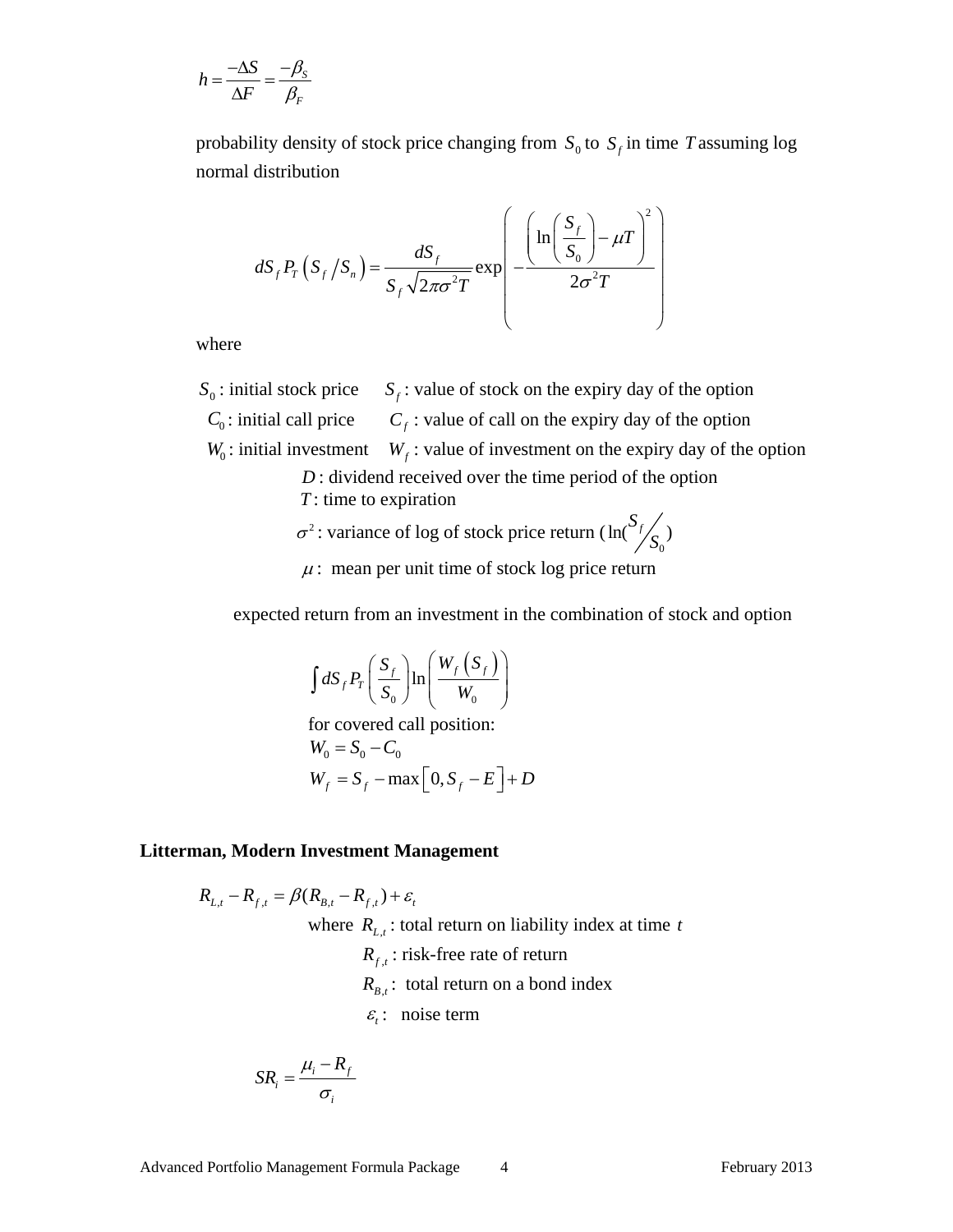$$h = \frac{-\Delta S}{\Delta F} = \frac{-\beta_S}{\beta_F}$$

probability density of stock price changing from $S_0$ to $S_f$ in time $T$ assuming log normal distribution

$$dS_f P_T\left(S_f / S_n\right) = \frac{dS_f}{S_f\sqrt{2\pi\sigma^2 T}} \exp\left( -\frac{\left(\ln\left(\frac{S_f}{S_0}\right) - \mu T\right)^2}{2\sigma^2 T} \right)$$

where

$S_0$ : initial stock price $\quad$ $S_f$ : value of stock on the expiry day of the option

$C_0$ : initial call price $\quad$ $C_f$ : value of call on the expiry day of the option

$W_0$ : initial investment $\quad$ $W_f$ : value of investment on the expiry day of the option

$D$ : dividend received over the time period of the option

$T$ : time to expiration

$\sigma^2$ : variance of log of stock price return ( $\ln(S_f / S_0)$ )

$\mu$ : mean per unit time of stock log price return

expected return from an investment in the combination of stock and option

$$\int dS_f P_T\left(\frac{S_f}{S_0}\right) \ln\left(\frac{W_f\left(S_f\right)}{W_0}\right)$$

for covered call position:

$$W_0 = S_0 - C_0$$

$$W_f = S_f - \max\left[0, S_f - E\right] + D$$

**Litterman, Modern Investment Management**

$$R_{L,t} - R_{f,t} = \beta(R_{B,t} - R_{f,t}) + \varepsilon_t$$

where $R_{L,t}$ : total return on liability index at time $t$

$R_{f,t}$ : risk-free rate of return

$R_{B,t}$ : total return on a bond index

$\varepsilon_t$ : noise term

$$SR_i = \frac{\mu_i - R_f}{\sigma_i}$$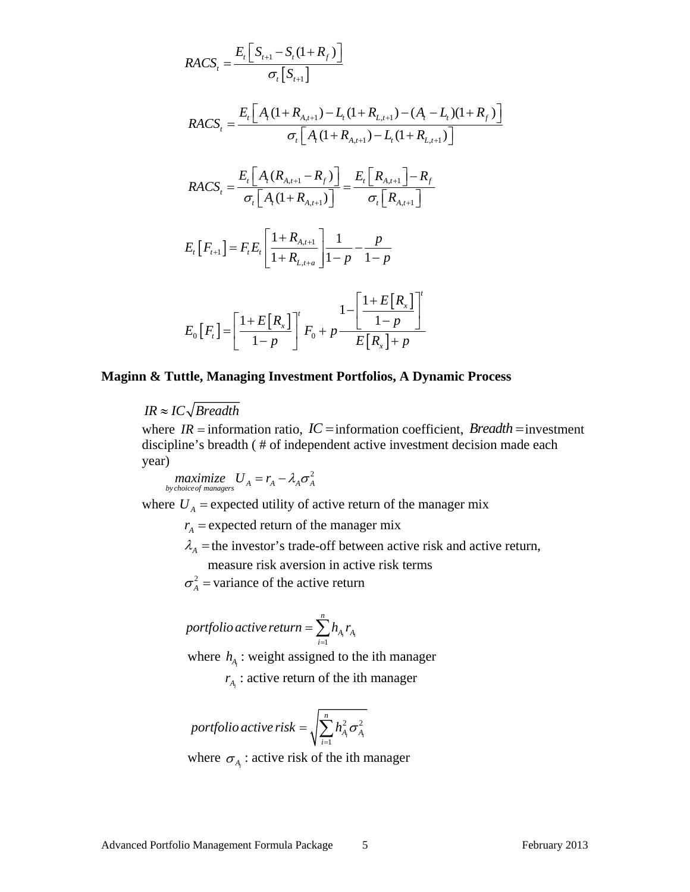$$RACS_t = \frac{E_t\left[S_{t+1} - S_t(1+R_f)\right]}{\sigma_t\left[S_{t+1}\right]}$$

$$RACS_t = \frac{E_t\left[A_t(1+R_{A,t+1}) - L_t(1+R_{L,t+1}) - (A_t - L_t)(1+R_f)\right]}{\sigma_t\left[A_t(1+R_{A,t+1}) - L_t(1+R_{L,t+1})\right]}$$

$$RACS_t = \frac{E_t\left[A_t(R_{A,t+1} - R_f)\right]}{\sigma_t\left[A_t(1+R_{A,t+1})\right]} = \frac{E_t\left[R_{A,t+1}\right] - R_f}{\sigma_t\left[R_{A,t+1}\right]}$$

$$E_t\left[F_{t+1}\right] = F_t E_t\left[\frac{1+R_{A,t+1}}{1+R_{L,t+a}}\right]\frac{1}{1-p} - \frac{p}{1-p}$$

$$E_0\left[F_t\right] = \left[\frac{1+E\left[R_x\right]}{1-p}\right]^t F_0 + p\frac{1-\left[\frac{1+E\left[R_x\right]}{1-p}\right]^t}{E\left[R_x\right]+p}$$

**Maginn & Tuttle, Managing Investment Portfolios, A Dynamic Process**

$$IR \approx IC\sqrt{Breadth}$$

where $IR =$ information ratio, $IC =$ information coefficient, $Breadth =$ investment discipline's breadth ( # of independent active investment decision made each year)

$$\underset{by\,choice\,of\,managers}{maximize} \; U_A = r_A - \lambda_A \sigma_A^2$$

where $U_A =$ expected utility of active return of the manager mix

$r_A =$ expected return of the manager mix

$\lambda_A =$ the investor's trade-off between active risk and active return, measure risk aversion in active risk terms

$\sigma_A^2 =$ variance of the active return

$$portfolio\,active\,return = \sum_{i=1}^{n} h_{A_i} r_{A_i}$$

where $h_{A_i}$ : weight assigned to the ith manager

$r_{A_i}$ : active return of the ith manager

$$portfolio\,active\,risk = \sqrt{\sum_{i=1}^{n} h_{A_i}^2 \sigma_{A_i}^2}$$

where $\sigma_{A_i}$ : active risk of the ith manager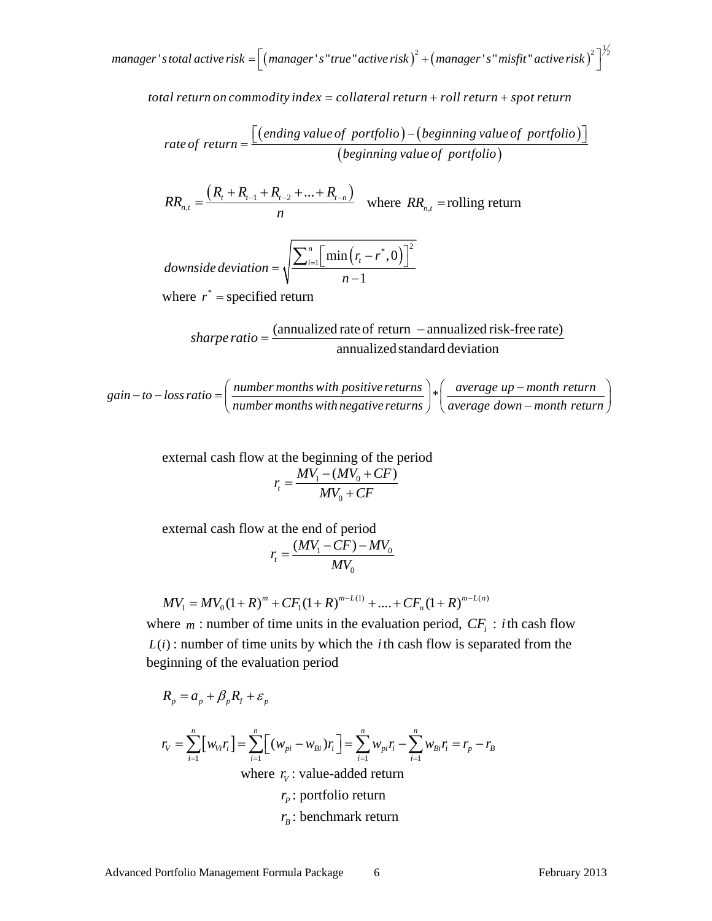$$manager's\,total\,active\,risk = \left[ \left( manager's\,\text{"}true\text{"}\,active\,risk \right)^2 + \left( manager's\,\text{"}misfit\text{"}\,active\,risk \right)^2 \right]^{\frac{1}{2}}$$

$$total\,return\,on\,commodity\,index = collateral\,return + roll\,return + spot\,return$$

$$rate\,of\,\,return = \frac{\left[ \left( ending\,value\,of\,\,portfolio \right) - \left( beginning\,value\,of\,\,portfolio \right) \right]}{\left( beginning\,value\,of\,\,portfolio \right)}$$

$$RR_{n,t} = \frac{\left( R_t + R_{t-1} + R_{t-2} + ... + R_{t-n} \right)}{n} \quad \text{where } RR_{n,t} = \text{rolling return}$$

$$downside\,deviation = \sqrt{\frac{\sum_{i=1}^{n} \left[ \min\left( r_t - r^*, 0 \right) \right]^2}{n-1}}$$

where $r^* =$ specified return

$$sharpe\,ratio = \frac{\text{(annualized rate of return } - \text{annualized risk-free rate)}}{\text{annualized standard deviation}}$$

$$gain-to-loss\,ratio = \left( \frac{number\,months\,with\,positive\,returns}{number\,months\,with\,negative\,returns} \right) * \left( \frac{average\,\,up-month\,\,return}{average\,\,down-month\,\,return} \right)$$

external cash flow at the beginning of the period

$$r_t = \frac{MV_1 - (MV_0 + CF)}{MV_0 + CF}$$

external cash flow at the end of period

$$r_t = \frac{(MV_1 - CF) - MV_0}{MV_0}$$

$$MV_1 = MV_0(1+R)^m + CF_1(1+R)^{m-L(1)} + .... + CF_n(1+R)^{m-L(n)}$$

where $m$ : number of time units in the evaluation period, $CF_i$ : $i$th cash flow
$L(i)$ : number of time units by which the $i$th cash flow is separated from the beginning of the evaluation period

$$R_p = a_p + \beta_p R_I + \varepsilon_p$$

$$r_V = \sum_{i=1}^{n} \left[ w_{Vi} r_i \right] = \sum_{i=1}^{n} \left[ (w_{pi} - w_{Bi}) r_i \right] = \sum_{i=1}^{n} w_{pi} r_i - \sum_{i=1}^{n} w_{Bi} r_i = r_p - r_B$$

where $r_V$ : value-added return
$r_P$ : portfolio return
$r_B$ : benchmark return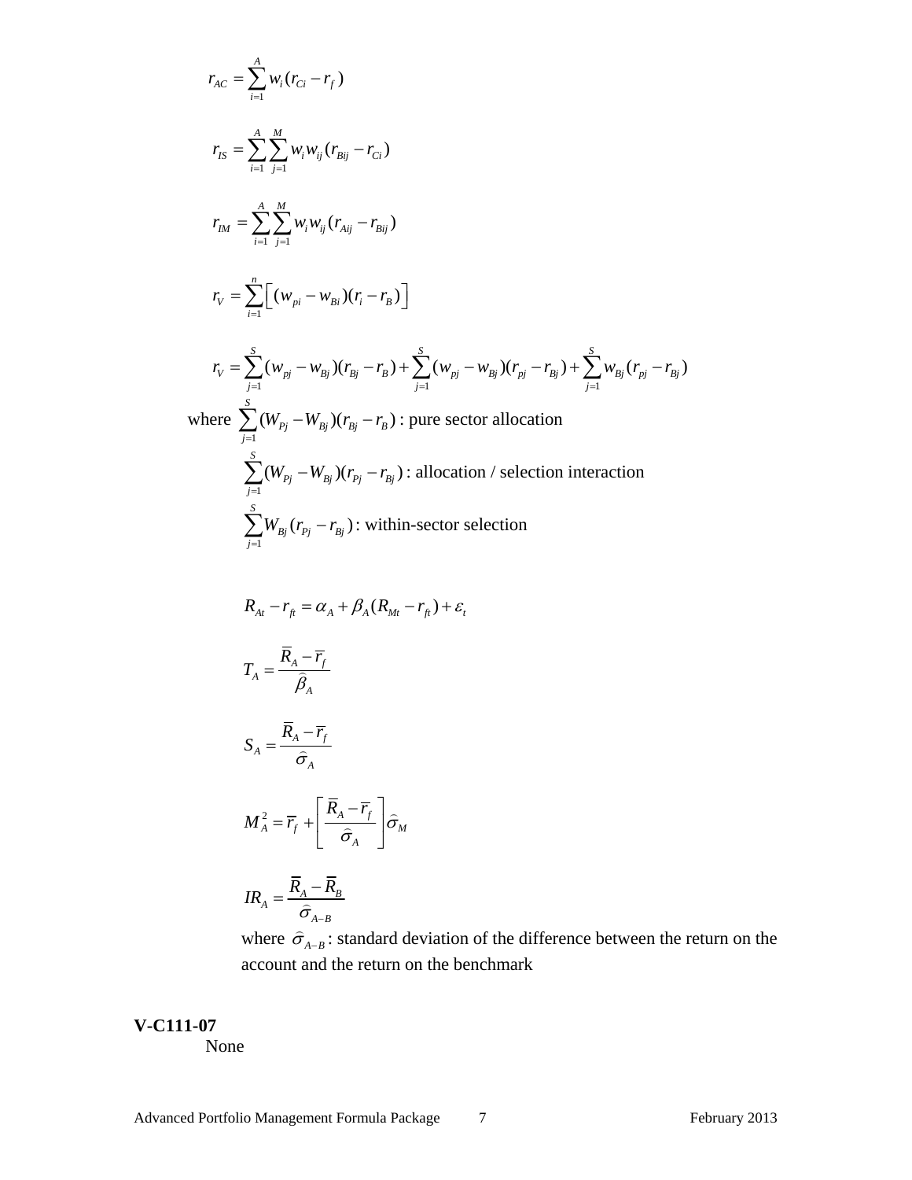$$r_{AC} = \sum_{i=1}^{A} w_i (r_{Ci} - r_f)$$

$$r_{IS} = \sum_{i=1}^{A} \sum_{j=1}^{M} w_i w_{ij} (r_{Bij} - r_{Ci})$$

$$r_{IM} = \sum_{i=1}^{A} \sum_{j=1}^{M} w_i w_{ij} (r_{Aij} - r_{Bij})$$

$$r_V = \sum_{i=1}^{n} \left[ (w_{pi} - w_{Bi})(r_i - r_B) \right]$$

$$r_V = \sum_{j=1}^{S} (w_{pj} - w_{Bj})(r_{Bj} - r_B) + \sum_{j=1}^{S} (w_{pj} - w_{Bj})(r_{pj} - r_{Bj}) + \sum_{j=1}^{S} w_{Bj} (r_{pj} - r_{Bj})$$

where $\sum_{j=1}^{S} (W_{Pj} - W_{Bj})(r_{Bj} - r_B)$ : pure sector allocation

$\sum_{j=1}^{S} (W_{Pj} - W_{Bj})(r_{Pj} - r_{Bj})$ : allocation / selection interaction

$\sum_{j=1}^{S} W_{Bj} (r_{Pj} - r_{Bj})$ : within-sector selection

$$R_{At} - r_{ft} = \alpha_A + \beta_A (R_{Mt} - r_{ft}) + \varepsilon_t$$

$$T_A = \frac{\overline{R}_A - \overline{r}_f}{\widehat{\beta}_A}$$

$$S_A = \frac{\overline{R}_A - \overline{r}_f}{\widehat{\sigma}_A}$$

$$M_A^2 = \overline{r}_f + \left[ \frac{\overline{R}_A - \overline{r}_f}{\widehat{\sigma}_A} \right] \widehat{\sigma}_M$$

$$IR_A = \frac{\overline{R}_A - \overline{R}_B}{\widehat{\sigma}_{A-B}}$$

where $\widehat{\sigma}_{A-B}$ : standard deviation of the difference between the return on the account and the return on the benchmark

**V-C111-07**

None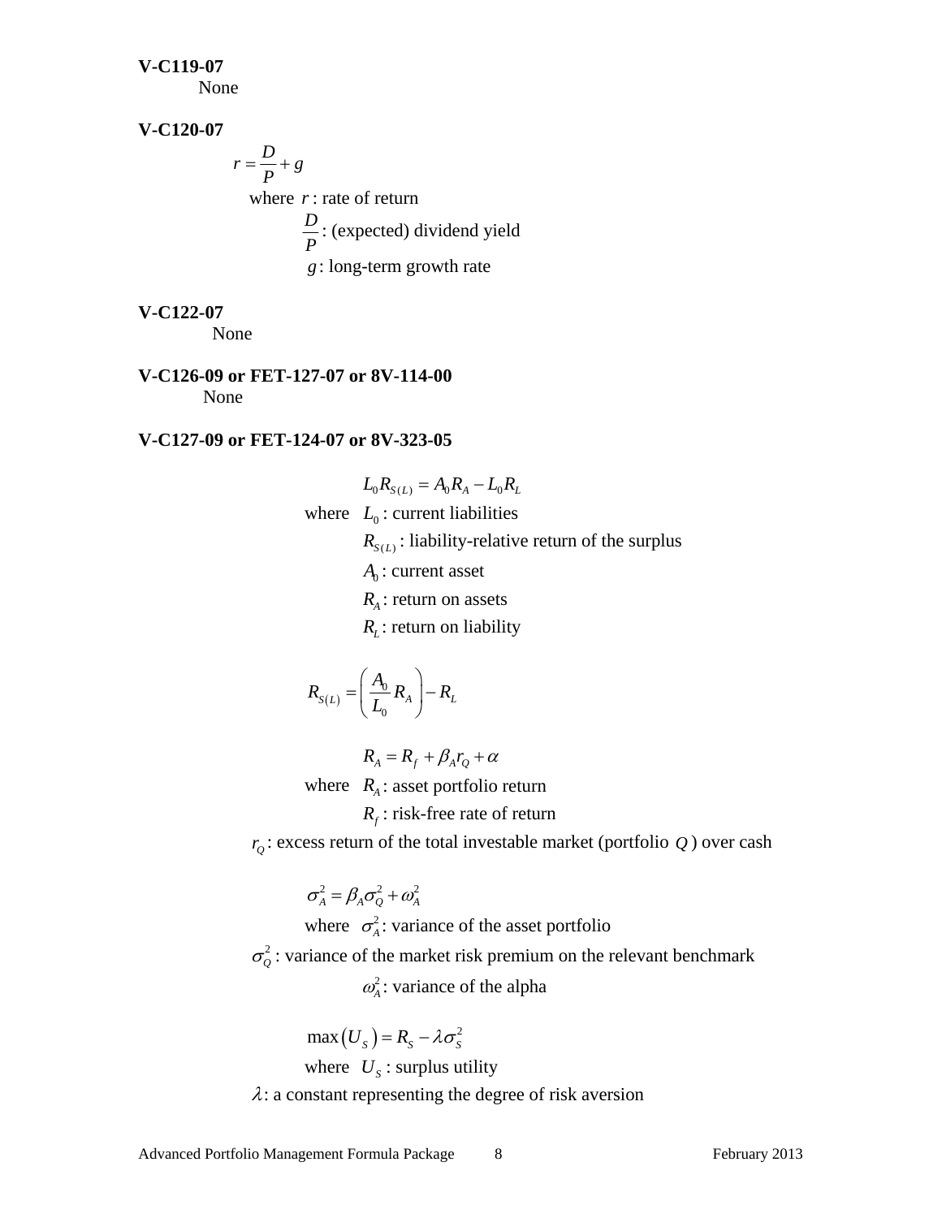**V-C119-07**

None

**V-C120-07**

$$r = \frac{D}{P} + g$$

where $r$ : rate of return

$\frac{D}{P}$ : (expected) dividend yield

$g$ : long-term growth rate

**V-C122-07**

None

**V-C126-09 or FET-127-07 or 8V-114-00**

None

**V-C127-09 or FET-124-07 or 8V-323-05**

$$L_0 R_{S(L)} = A_0 R_A - L_0 R_L$$

where $L_0$ : current liabilities

$R_{S(L)}$ : liability-relative return of the surplus

$A_0$ : current asset

$R_A$ : return on assets

$R_L$ : return on liability

$$R_{S(L)} = \left( \frac{A_0}{L_0} R_A \right) - R_L$$

$$R_A = R_f + \beta_A r_Q + \alpha$$

where $R_A$ : asset portfolio return

$R_f$ : risk-free rate of return

$r_Q$ : excess return of the total investable market (portfolio $Q$ ) over cash

$$\sigma_A^2 = \beta_A \sigma_Q^2 + \omega_A^2$$

where $\sigma_A^2$ : variance of the asset portfolio

$\sigma_Q^2$ : variance of the market risk premium on the relevant benchmark

$\omega_A^2$ : variance of the alpha

$$\max(U_S) = R_S - \lambda \sigma_S^2$$

where $U_S$ : surplus utility

$\lambda$ : a constant representing the degree of risk aversion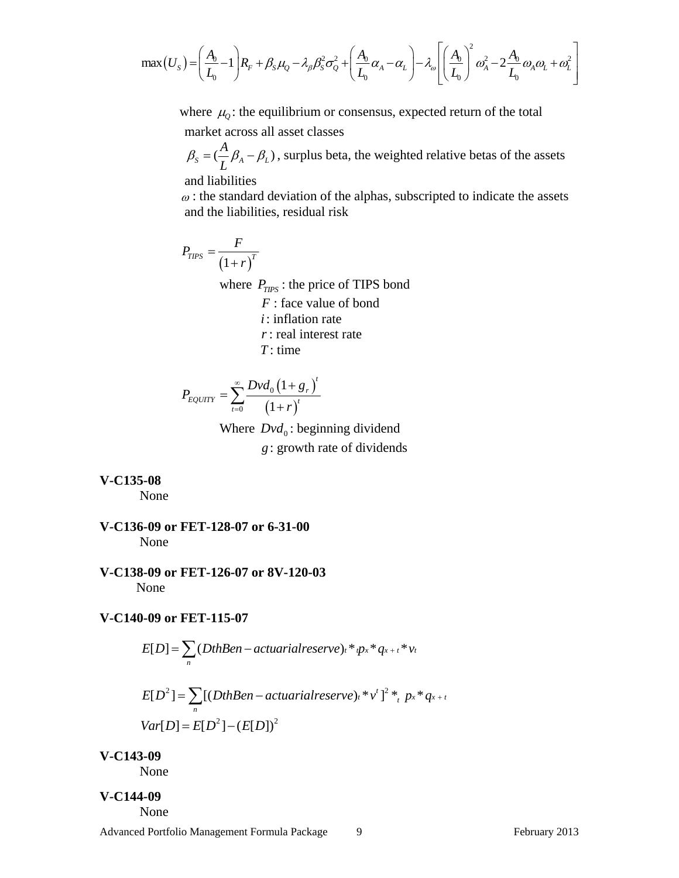$$\max(U_S) = \left(\frac{A_0}{L_0} - 1\right) R_F + \beta_S \mu_Q - \lambda_\beta \beta_S^2 \sigma_Q^2 + \left(\frac{A_0}{L_0}\alpha_A - \alpha_L\right) - \lambda_\omega \left[\left(\frac{A_0}{L_0}\right)^2 \omega_A^2 - 2\frac{A_0}{L_0}\omega_A \omega_L + \omega_L^2\right]$$

where $\mu_Q$: the equilibrium or consensus, expected return of the total market across all asset classes

$\beta_S = (\frac{A}{L}\beta_A - \beta_L)$, surplus beta, the weighted relative betas of the assets and liabilities

$\omega$ : the standard deviation of the alphas, subscripted to indicate the assets and the liabilities, residual risk

$$P_{TIPS} = \frac{F}{(1+r)^T}$$

where $P_{TIPS}$ : the price of TIPS bond
$F$ : face value of bond
$i$ : inflation rate
$r$ : real interest rate
$T$ : time

$$P_{EQUITY} = \sum_{t=0}^{\infty} \frac{Dvd_0 (1+g_r)^t}{(1+r)^t}$$

Where $Dvd_0$ : beginning dividend
$g$ : growth rate of dividends

**V-C135-08**

None

**V-C136-09 or FET-128-07 or 6-31-00**

None

**V-C138-09 or FET-126-07 or 8V-120-03**

None

**V-C140-09 or FET-115-07**

$$E[D] = \sum_n (DthBen - actuarialreserve)_t * {}_t p_x * q_{x+t} * v_t$$

$$E[D^2] = \sum_n [(DthBen - actuarialreserve)_t * v^t]^2 *_t p_x * q_{x+t}$$

$$Var[D] = E[D^2] - (E[D])^2$$

**V-C143-09**

None

**V-C144-09**

None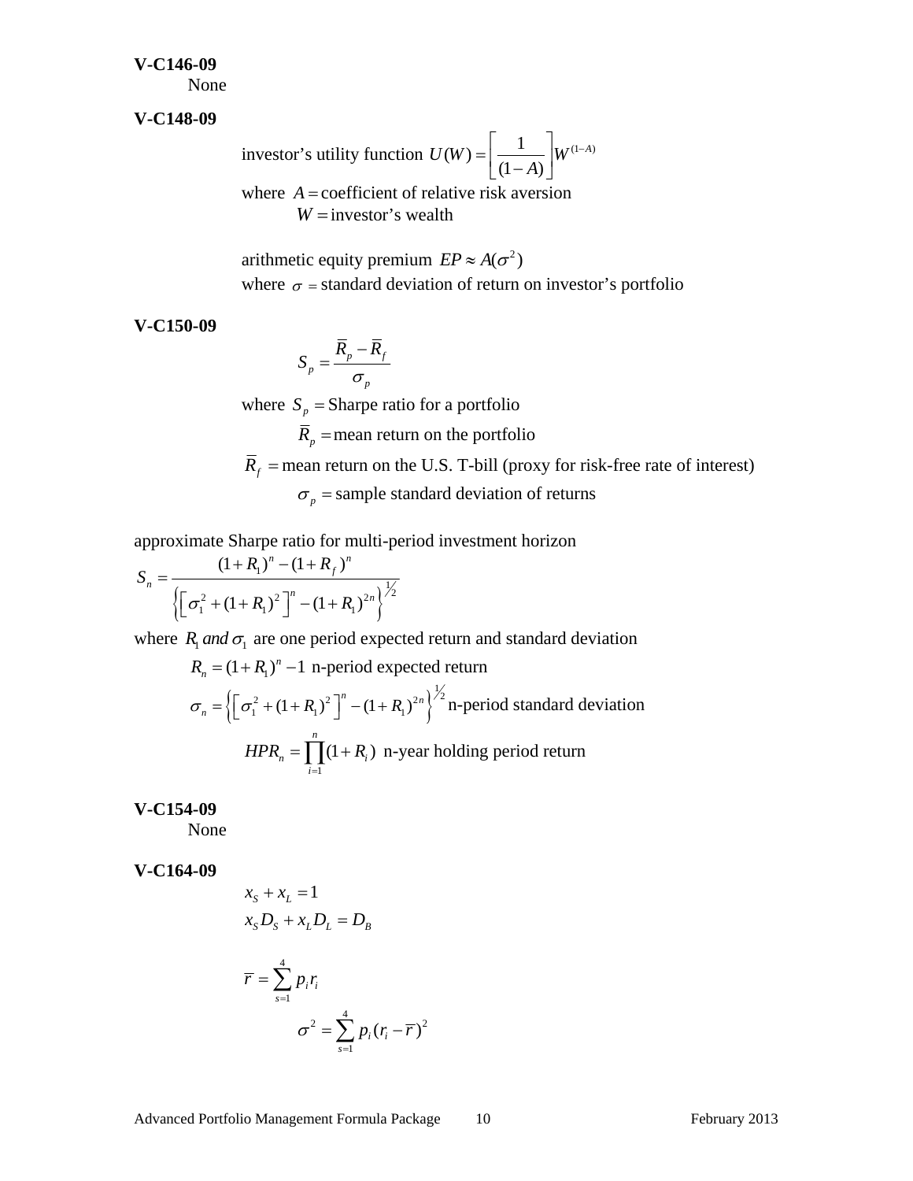**V-C146-09**

None

**V-C148-09**

investor's utility function $U(W) = \left[\frac{1}{(1-A)}\right] W^{(1-A)}$

where $A =$ coefficient of relative risk aversion

$W =$ investor's wealth

arithmetic equity premium $EP \approx A(\sigma^2)$

where $\sigma$ = standard deviation of return on investor's portfolio

**V-C150-09**

$$S_p = \frac{\overline{R}_p - \overline{R}_f}{\sigma_p}$$

where $S_p =$ Sharpe ratio for a portfolio

$\overline{R}_p =$ mean return on the portfolio

$\overline{R}_f =$ mean return on the U.S. T-bill (proxy for risk-free rate of interest)

$\sigma_p =$ sample standard deviation of returns

approximate Sharpe ratio for multi-period investment horizon

$$S_n = \frac{(1+R_1)^n - (1+R_f)^n}{\left\{\left[\sigma_1^2 + (1+R_1)^2\right]^n - (1+R_1)^{2n}\right\}^{1/2}}$$

where $R_1$ *and* $\sigma_1$ are one period expected return and standard deviation

$R_n = (1+R_1)^n - 1$ n-period expected return

$\sigma_n = \left\{\left[\sigma_1^2 + (1+R_1)^2\right]^n - (1+R_1)^{2n}\right\}^{1/2}$ n-period standard deviation

$HPR_n = \prod_{i=1}^{n}(1+R_i)$ n-year holding period return

**V-C154-09**

None

**V-C164-09**

$$x_S + x_L = 1$$

$$x_S D_S + x_L D_L = D_B$$

$$\overline{r} = \sum_{s=1}^{4} p_i r_i$$

$$\sigma^2 = \sum_{s=1}^{4} p_i (r_i - \overline{r})^2$$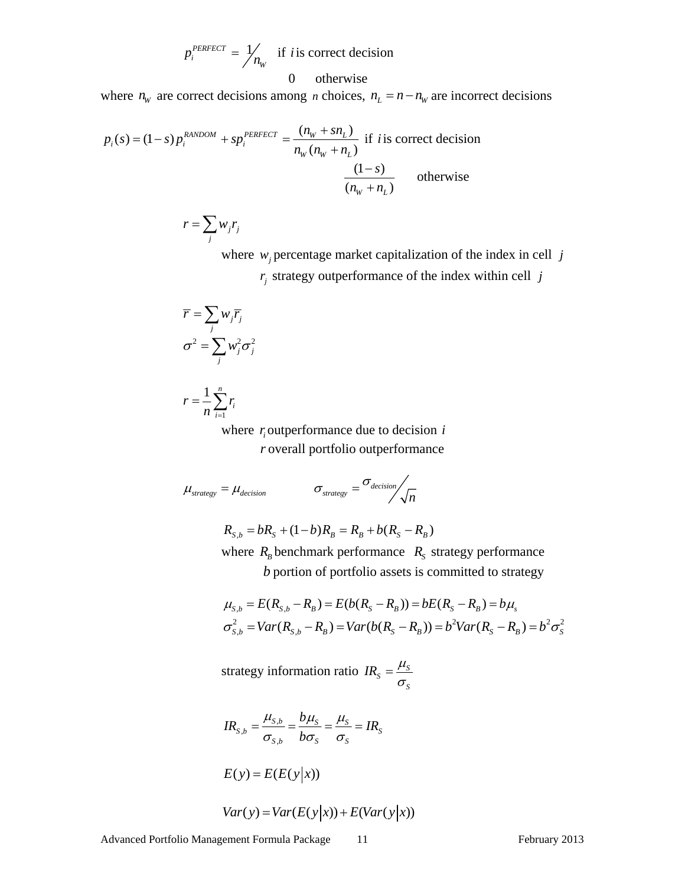$$p_i^{PERFECT} = \frac{1}{n_W} \quad \text{if } i \text{ is correct decision}$$

$$0 \quad \text{otherwise}$$

where $n_W$ are correct decisions among $n$ choices, $n_L = n - n_W$ are incorrect decisions

$$p_i(s) = (1-s)\,p_i^{RANDOM} + s p_i^{PERFECT} = \frac{(n_W + s n_L)}{n_W\,(n_W + n_L)} \quad \text{if } i \text{ is correct decision}$$

$$\frac{(1-s)}{(n_W + n_L)} \quad \text{otherwise}$$

$$r = \sum_j w_j r_j$$

where $w_j$ percentage market capitalization of the index in cell $j$

$r_j$ strategy outperformance of the index within cell $j$

$$\bar{r} = \sum_j w_j \bar{r}_j$$

$$\sigma^2 = \sum_j w_j^2 \sigma_j^2$$

$$r = \frac{1}{n}\sum_{i=1}^{n} r_i$$

where $r_i$ outperformance due to decision $i$

$r$ overall portfolio outperformance

$$\mu_{strategy} = \mu_{decision} \qquad \sigma_{strategy} = \frac{\sigma_{decision}}{\sqrt{n}}$$

$$R_{S,b} = bR_S + (1-b)R_B = R_B + b(R_S - R_B)$$

where $R_B$ benchmark performance $R_S$ strategy performance

$b$ portion of portfolio assets is committed to strategy

$$\mu_{S,b} = E(R_{S,b} - R_B) = E(b(R_S - R_B)) = bE(R_S - R_B) = b\mu_s$$

$$\sigma_{S,b}^2 = Var(R_{S,b} - R_B) = Var(b(R_S - R_B)) = b^2 Var(R_S - R_B) = b^2\sigma_S^2$$

strategy information ratio $IR_S = \dfrac{\mu_S}{\sigma_S}$

$$IR_{S,b} = \frac{\mu_{S,b}}{\sigma_{S,b}} = \frac{b\mu_S}{b\sigma_S} = \frac{\mu_S}{\sigma_S} = IR_S$$

$$E(y) = E(E(y|x))$$

$$Var(y) = Var(E(y|x)) + E(Var(y|x))$$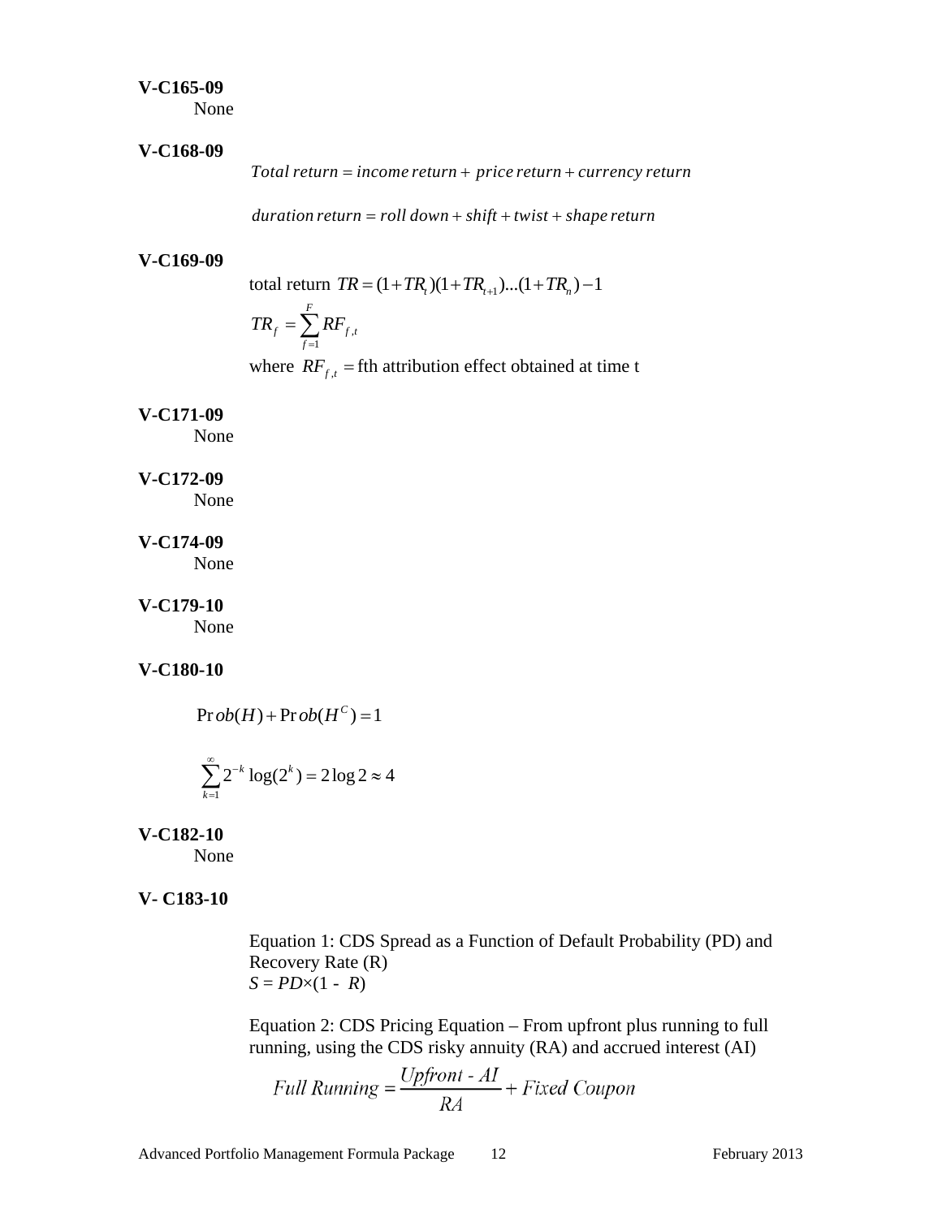**V-C165-09**

None

**V-C168-09**

$$Total\ return = income\ return + price\ return + currency\ return$$

$$duration\ return = roll\ down + shift + twist + shape\ return$$

**V-C169-09**

total return $TR = (1+TR_t)(1+TR_{t+1})...(1+TR_n) - 1$

$$TR_f = \sum_{f=1}^{F} RF_{f,t}$$

where $RF_{f,t}$ = fth attribution effect obtained at time t

**V-C171-09**

None

**V-C172-09**

None

**V-C174-09**

None

**V-C179-10**

None

**V-C180-10**

$$\Pr ob(H) + \Pr ob(H^C) = 1$$

$$\sum_{k=1}^{\infty} 2^{-k} \log(2^k) = 2\log 2 \approx 4$$

**V-C182-10**

None

**V- C183-10**

Equation 1: CDS Spread as a Function of Default Probability (PD) and Recovery Rate (R)

$S = PD \times (1 - R)$

Equation 2: CDS Pricing Equation – From upfront plus running to full running, using the CDS risky annuity (RA) and accrued interest (AI)

$$Full\ Running = \frac{Upfront\ \text{-}\ AI}{RA} + Fixed\ Coupon$$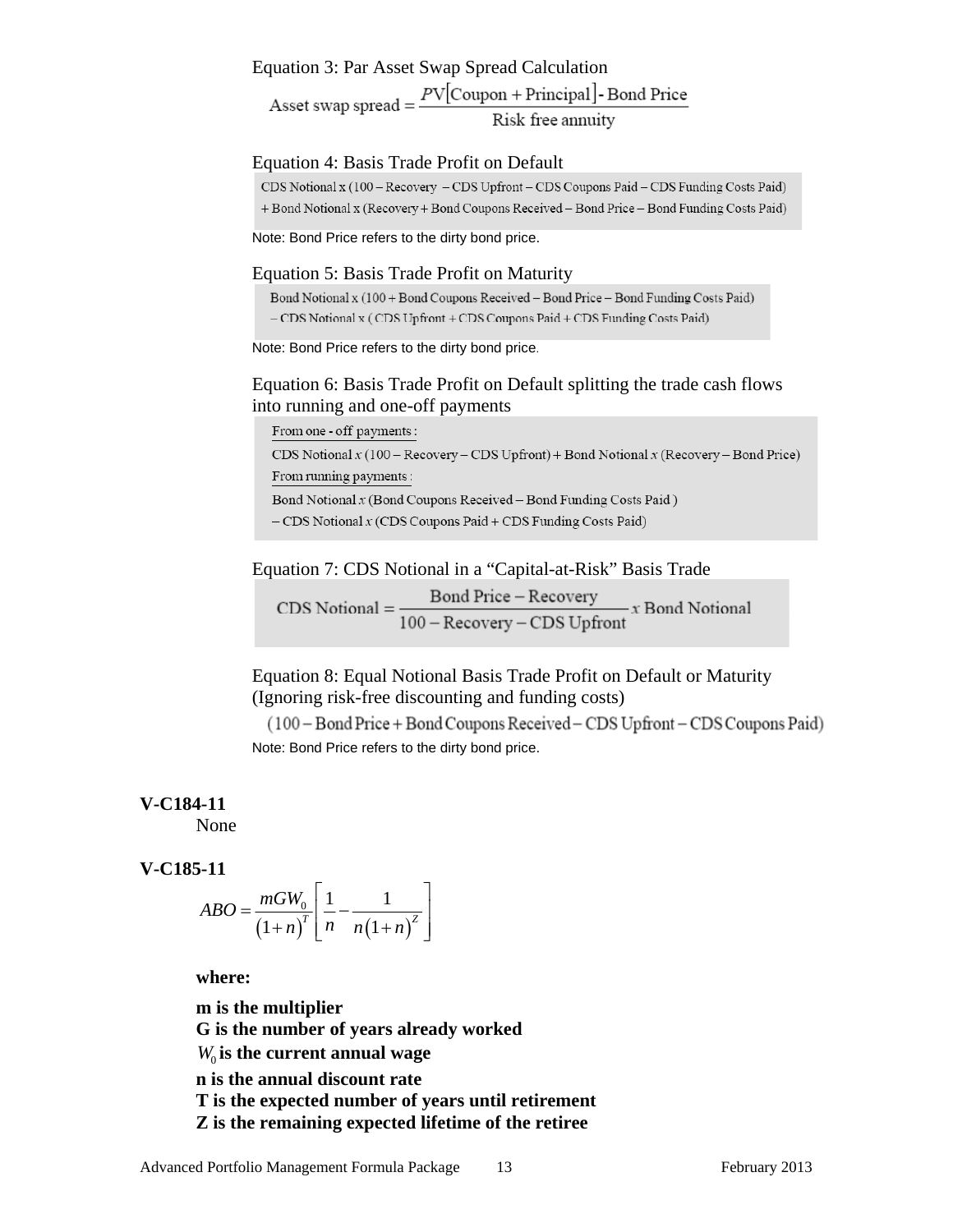Equation 3: Par Asset Swap Spread Calculation

$$\text{Asset swap spread} = \frac{PV[\text{Coupon} + \text{Principal}] - \text{Bond Price}}{\text{Risk free annuity}}$$

Equation 4: Basis Trade Profit on Default

$$\text{CDS Notional x (100 – Recovery – CDS Upfront – CDS Coupons Paid – CDS Funding Costs Paid)}$$
$$\text{+ Bond Notional x (Recovery + Bond Coupons Received – Bond Price – Bond Funding Costs Paid)}$$

Note: Bond Price refers to the dirty bond price.

Equation 5: Basis Trade Profit on Maturity

$$\text{Bond Notional x (100 + Bond Coupons Received – Bond Price – Bond Funding Costs Paid)}$$
$$\text{– CDS Notional x ( CDS Upfront + CDS Coupons Paid + CDS Funding Costs Paid)}$$

Note: Bond Price refers to the dirty bond price.

Equation 6: Basis Trade Profit on Default splitting the trade cash flows into running and one-off payments

From one - off payments:

$$\text{CDS Notional } x \text{ (100 – Recovery – CDS Upfront) + Bond Notional } x \text{ (Recovery – Bond Price)}$$

From running payments:

$$\text{Bond Notional } x \text{ (Bond Coupons Received – Bond Funding Costs Paid )}$$
$$\text{– CDS Notional } x \text{ (CDS Coupons Paid + CDS Funding Costs Paid)}$$

Equation 7: CDS Notional in a "Capital-at-Risk" Basis Trade

$$\text{CDS Notional} = \frac{\text{Bond Price} - \text{Recovery}}{100 - \text{Recovery} - \text{CDS Upfront}} \, x \text{ Bond Notional}$$

Equation 8: Equal Notional Basis Trade Profit on Default or Maturity (Ignoring risk-free discounting and funding costs)

$$(100 - \text{Bond Price} + \text{Bond Coupons Received} - \text{CDS Upfront} - \text{CDS Coupons Paid})$$

Note: Bond Price refers to the dirty bond price.

**V-C184-11**

None

**V-C185-11**

$$ABO = \frac{mGW_0}{(1+n)^T}\left[\frac{1}{n} - \frac{1}{n(1+n)^Z}\right]$$

**where:**

**m is the multiplier**
**G is the number of years already worked**
**$W_0$ is the current annual wage**
**n is the annual discount rate**
**T is the expected number of years until retirement**
**Z is the remaining expected lifetime of the retiree**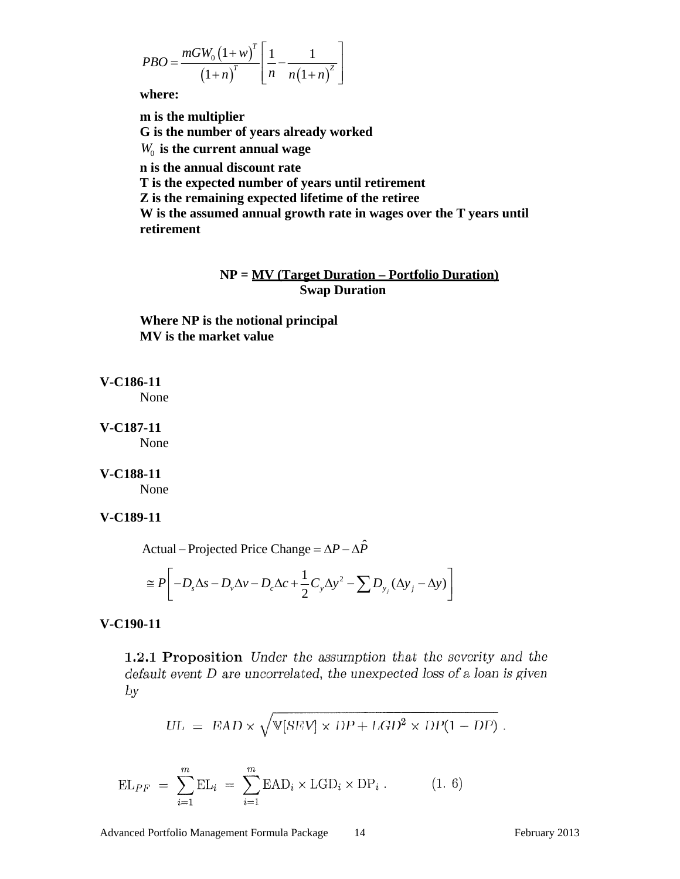$$PBO = \frac{mGW_0\left(1+w\right)^T}{\left(1+n\right)^T}\left[\frac{1}{n} - \frac{1}{n\left(1+n\right)^Z}\right]$$

**where:**

**m is the multiplier**
**G is the number of years already worked**
$W_0$ **is the current annual wage**
**n is the annual discount rate**
**T is the expected number of years until retirement**
**Z is the remaining expected lifetime of the retiree**
**W is the assumed annual growth rate in wages over the T years until retirement**

$$NP = \frac{MV\,(\text{Target Duration} - \text{Portfolio Duration})}{\text{Swap Duration}}$$

**Where NP is the notional principal**
**MV is the market value**

**V-C186-11**

None

**V-C187-11**

None

**V-C188-11**

None

**V-C189-11**

$$\text{Actual} - \text{Projected Price Change} = \Delta P - \Delta\hat{P}$$

$$\cong P\left[-D_s\Delta s - D_v\Delta v - D_c\Delta c + \frac{1}{2}C_y\Delta y^2 - \sum D_{y_j}(\Delta y_j - \Delta y)\right]$$

**V-C190-11**

**1.2.1 Proposition** *Under the assumption that the severity and the default event D are uncorrelated, the unexpected loss of a loan is given by*

$$UL = EAD \times \sqrt{\mathbb{V}[SEV] \times DP + LGD^2 \times DP(1-DP)}\ .$$

$$\text{EL}_{PF} = \sum_{i=1}^{m} \text{EL}_i = \sum_{i=1}^{m} \text{EAD}_i \times \text{LGD}_i \times \text{DP}_i\ . \qquad (1.\ 6)$$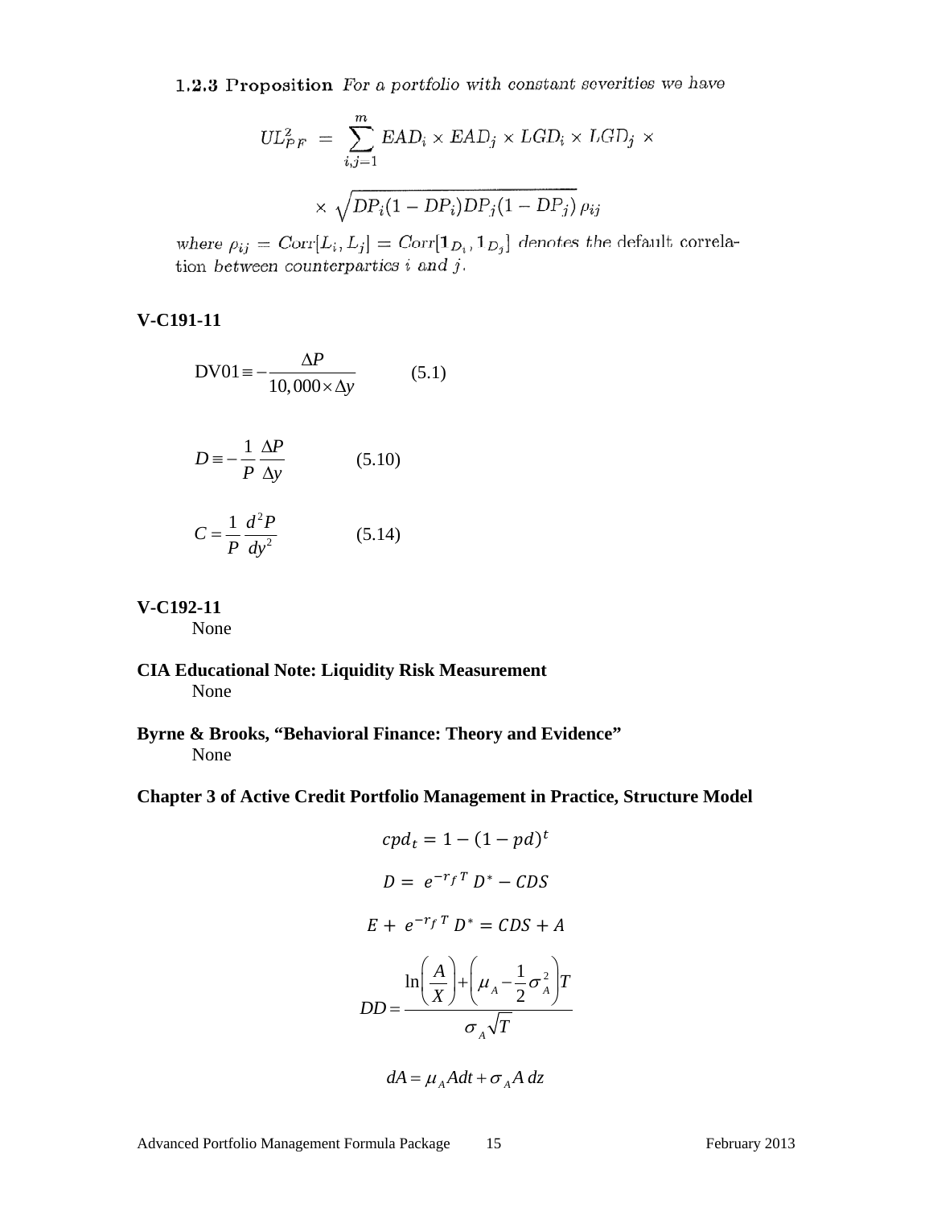**1.2.3 Proposition** *For a portfolio with constant severities we have*

$$UL_{PF}^2 = \sum_{i,j=1}^{m} EAD_i \times EAD_j \times LGD_i \times LGD_j \times$$

$$\times \sqrt{DP_i(1-DP_i)DP_j(1-DP_j)}\,\rho_{ij}$$

*where* $\rho_{ij} = Corr[L_i, L_j] = Corr[\mathbf{1}_{D_i}, \mathbf{1}_{D_j}]$ *denotes the default correlation between counterparties i and j.*

**V-C191-11**

$$\text{DV01} \equiv -\frac{\Delta P}{10,000 \times \Delta y} \qquad (5.1)$$

$$D \equiv -\frac{1}{P}\frac{\Delta P}{\Delta y} \qquad (5.10)$$

$$C = \frac{1}{P}\frac{d^2 P}{dy^2} \qquad (5.14)$$

**V-C192-11**

None

**CIA Educational Note: Liquidity Risk Measurement**

None

**Byrne & Brooks, "Behavioral Finance: Theory and Evidence"**

None

**Chapter 3 of Active Credit Portfolio Management in Practice, Structure Model**

$$cpd_t = 1 - (1 - pd)^t$$

$$D = e^{-r_f T} D^* - CDS$$

$$E + e^{-r_f T} D^* = CDS + A$$

$$DD = \frac{\ln\left(\frac{A}{X}\right) + \left(\mu_A - \frac{1}{2}\sigma_A^2\right)T}{\sigma_A \sqrt{T}}$$

$$dA = \mu_A A dt + \sigma_A A\, dz$$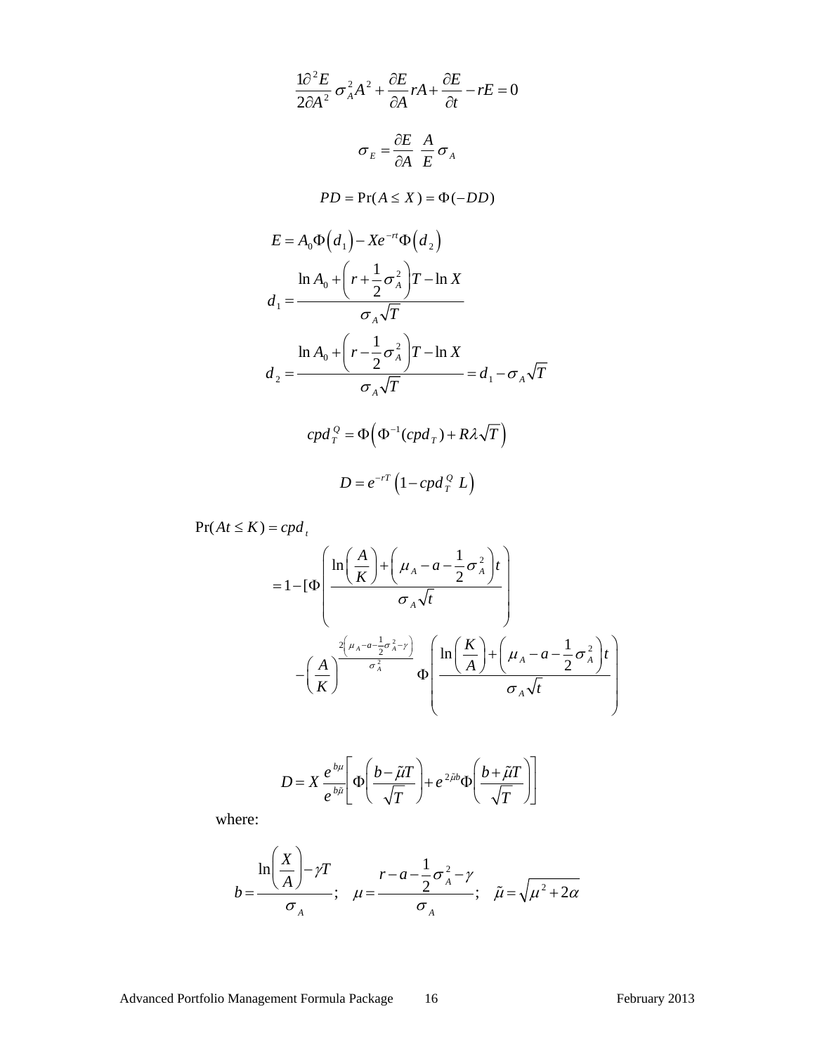$$\frac{1}{2}\frac{\partial^2 E}{\partial A^2}\sigma_A^2 A^2 + \frac{\partial E}{\partial A} rA + \frac{\partial E}{\partial t} - rE = 0$$

$$\sigma_E = \frac{\partial E}{\partial A}\ \frac{A}{E}\sigma_A$$

$$PD = \Pr(A \le X) = \Phi(-DD)$$

$$E = A_0 \Phi\left(d_1\right) - Xe^{-rt}\Phi\left(d_2\right)$$

$$d_1 = \frac{\ln A_0 + \left(r + \frac{1}{2}\sigma_A^2\right)T - \ln X}{\sigma_A \sqrt{T}}$$

$$d_2 = \frac{\ln A_0 + \left(r - \frac{1}{2}\sigma_A^2\right)T - \ln X}{\sigma_A \sqrt{T}} = d_1 - \sigma_A\sqrt{T}$$

$$cpd_T^Q = \Phi\left(\Phi^{-1}(cpd_T) + R\lambda\sqrt{T}\right)$$

$$D = e^{-rT}\left(1 - cpd_T^Q\ L\right)$$

$$\Pr(At \le K) = cpd_t$$

$$= 1 - [\Phi\left(\frac{\ln\left(\frac{A}{K}\right) + \left(\mu_A - a - \frac{1}{2}\sigma_A^2\right)t}{\sigma_A\sqrt{t}}\right)$$

$$- \left(\frac{A}{K}\right)^{\frac{2\left(\mu_A - a - \frac{1}{2}\sigma_A^2 - \gamma\right)}{\sigma_A^2}} \Phi\left(\frac{\ln\left(\frac{K}{A}\right) + \left(\mu_A - a - \frac{1}{2}\sigma_A^2\right)t}{\sigma_A\sqrt{t}}\right)$$

$$D = X\frac{e^{b\mu}}{e^{b\tilde{\mu}}}\left[\Phi\left(\frac{b - \tilde{\mu}T}{\sqrt{T}}\right) + e^{2\tilde{\mu}b}\Phi\left(\frac{b + \tilde{\mu}T}{\sqrt{T}}\right)\right]$$

where:

$$b = \frac{\ln\left(\frac{X}{A}\right) - \gamma T}{\sigma_A};\quad \mu = \frac{r - a - \frac{1}{2}\sigma_A^2 - \gamma}{\sigma_A};\quad \tilde{\mu} = \sqrt{\mu^2 + 2\alpha}$$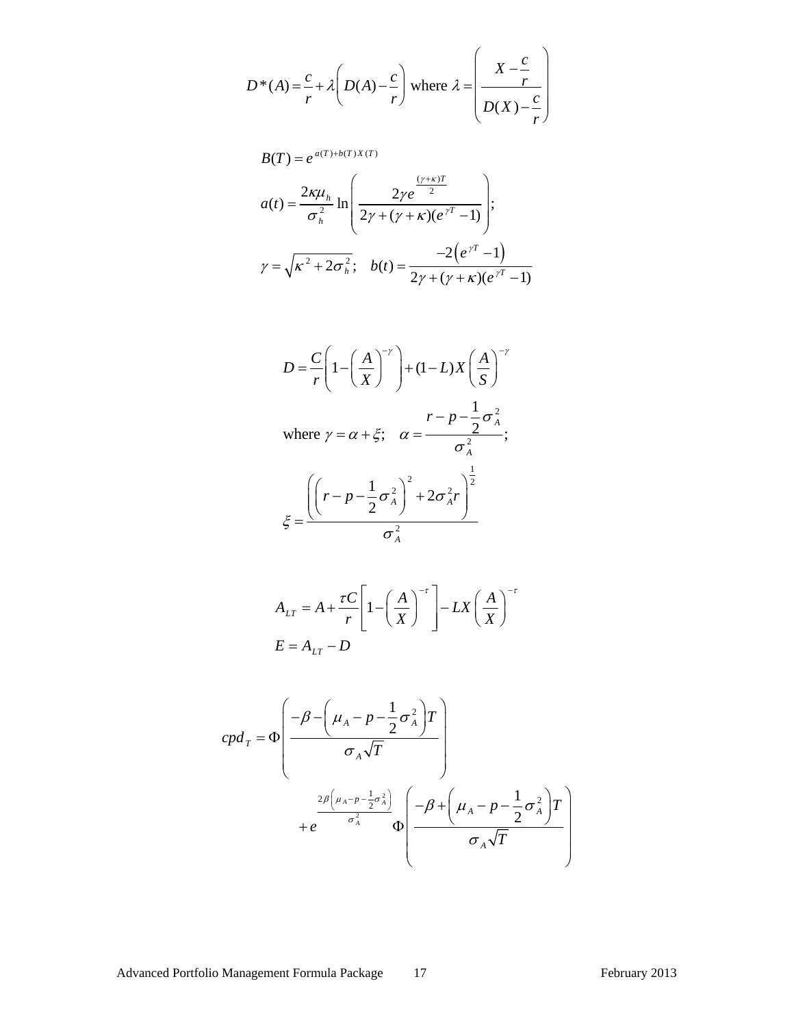$$D^*(A) = \frac{c}{r} + \lambda\left(D(A) - \frac{c}{r}\right) \text{ where } \lambda = \left(\frac{X - \frac{c}{r}}{D(X) - \frac{c}{r}}\right)$$

$$B(T) = e^{a(T)+b(T)X(T)}$$

$$a(t) = \frac{2\kappa\mu_h}{\sigma_h^2}\ln\left(\frac{2\gamma e^{\frac{(\gamma+\kappa)T}{2}}}{2\gamma + (\gamma+\kappa)(e^{\gamma T}-1)}\right);$$

$$\gamma = \sqrt{\kappa^2 + 2\sigma_h^2}; \quad b(t) = \frac{-2\left(e^{\gamma T}-1\right)}{2\gamma + (\gamma+\kappa)(e^{\gamma T}-1)}$$

$$D = \frac{C}{r}\left(1 - \left(\frac{A}{X}\right)^{-\gamma}\right) + (1-L)X\left(\frac{A}{S}\right)^{-\gamma}$$

$$\text{where } \gamma = \alpha + \xi; \quad \alpha = \frac{r - p - \frac{1}{2}\sigma_A^2}{\sigma_A^2};$$

$$\xi = \frac{\left(\left(r - p - \frac{1}{2}\sigma_A^2\right)^2 + 2\sigma_A^2 r\right)^{\frac{1}{2}}}{\sigma_A^2}$$

$$A_{LT} = A + \frac{\tau C}{r}\left[1 - \left(\frac{A}{X}\right)^{-\tau}\right] - LX\left(\frac{A}{X}\right)^{-\tau}$$

$$E = A_{LT} - D$$

$$cpd_T = \Phi\left(\frac{-\beta - \left(\mu_A - p - \frac{1}{2}\sigma_A^2\right)T}{\sigma_A\sqrt{T}}\right) + e^{\frac{2\beta\left(\mu_A - p - \frac{1}{2}\sigma_A^2\right)}{\sigma_A^2}}\Phi\left(\frac{-\beta + \left(\mu_A - p - \frac{1}{2}\sigma_A^2\right)T}{\sigma_A\sqrt{T}}\right)$$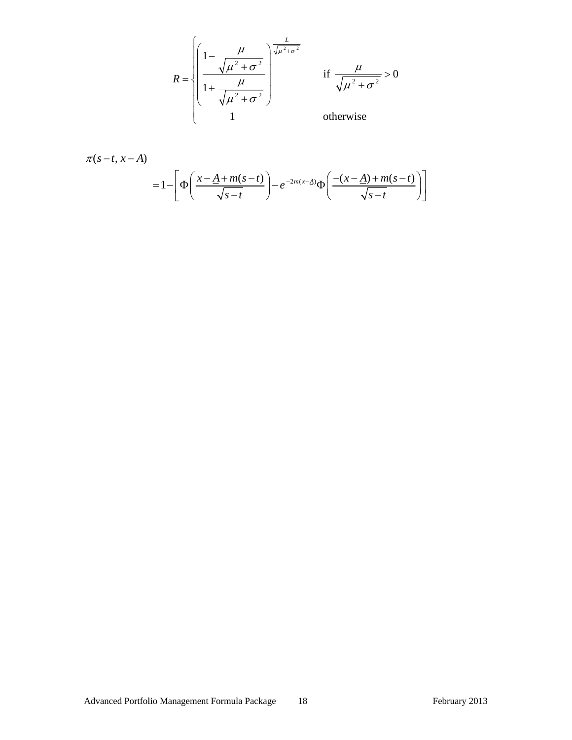$$R = \begin{cases} \left( \dfrac{1 - \dfrac{\mu}{\sqrt{\mu^2 + \sigma^2}}}{1 + \dfrac{\mu}{\sqrt{\mu^2 + \sigma^2}}} \right)^{\frac{L}{\sqrt{\mu^2+\sigma^2}}} & \text{if } \dfrac{\mu}{\sqrt{\mu^2 + \sigma^2}} > 0 \\ 1 & \text{otherwise} \end{cases}$$

$$\pi(s-t, x-\underline{A}) = 1 - \left[ \Phi\left( \frac{x - \underline{A} + m(s-t)}{\sqrt{s-t}} \right) - e^{-2m(x-\underline{A})} \Phi\left( \frac{-(x-\underline{A}) + m(s-t)}{\sqrt{s-t}} \right) \right]$$